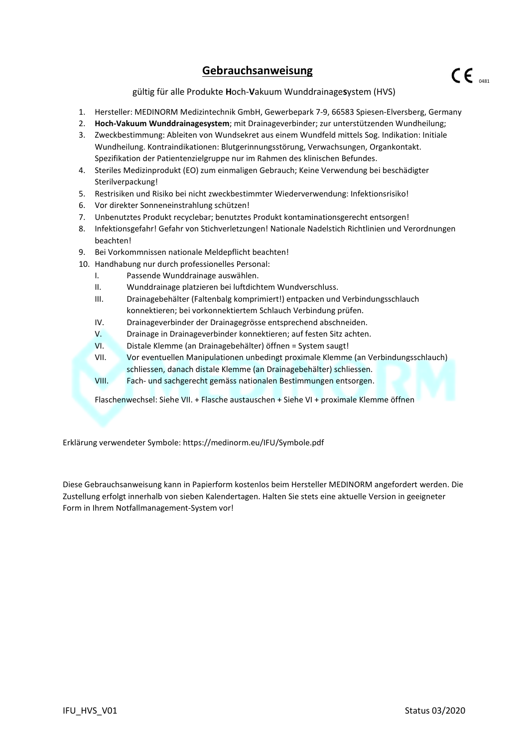# Gebrauchsanweisung

CE 0481

gültig für alle Produkte **H**och-**V**akuum Wunddrainage**s**ystem (HVS)

1. Hersteller: MEDINORM Medizintechnik GmbH, Gewerbepark 7-9, 66583 Spiesen-Elversberg, Germany
2. **Hoch-Vakuum Wunddrainagesystem**; mit Drainageverbinder; zur unterstützenden Wundheilung;
3. Zweckbestimmung: Ableiten von Wundsekret aus einem Wundfeld mittels Sog. Indikation: Initiale Wundheilung. Kontraindikationen: Blutgerinnungsstörung, Verwachsungen, Organkontakt. Spezifikation der Patientenzielgruppe nur im Rahmen des klinischen Befundes.
4. Steriles Medizinprodukt (EO) zum einmaligen Gebrauch; Keine Verwendung bei beschädigter Sterilverpackung!
5. Restrisiken und Risiko bei nicht zweckbestimmter Wiederverwendung: Infektionsrisiko!
6. Vor direkter Sonneneinstrahlung schützen!
7. Unbenutztes Produkt recyclebar; benutztes Produkt kontaminationsgerecht entsorgen!
8. Infektionsgefahr! Gefahr von Stichverletzungen! Nationale Nadelstich Richtlinien und Verordnungen beachten!
9. Bei Vorkommnissen nationale Meldepflicht beachten!
10. Handhabung nur durch professionelles Personal:
    - I. Passende Wunddrainage auswählen.
    - II. Wunddrainage platzieren bei luftdichtem Wundverschluss.
    - III. Drainagebehälter (Faltenbalg komprimiert!) entpacken und Verbindungsschlauch konnektieren; bei vorkonnektiertem Schlauch Verbindung prüfen.
    - IV. Drainageverbinder der Drainagegrösse entsprechend abschneiden.
    - V. Drainage in Drainageverbinder konnektieren; auf festen Sitz achten.
    - VI. Distale Klemme (an Drainagebehälter) öffnen = System saugt!
    - VII. Vor eventuellen Manipulationen unbedingt proximale Klemme (an Verbindungsschlauch) schliessen, danach distale Klemme (an Drainagebehälter) schliessen.
    - VIII. Fach- und sachgerecht gemäss nationalen Bestimmungen entsorgen.

    Flaschenwechsel: Siehe VII. + Flasche austauschen + Siehe VI + proximale Klemme öffnen

Erklärung verwendeter Symbole: https://medinorm.eu/IFU/Symbole.pdf

Diese Gebrauchsanweisung kann in Papierform kostenlos beim Hersteller MEDINORM angefordert werden. Die Zustellung erfolgt innerhalb von sieben Kalendertagen. Halten Sie stets eine aktuelle Version in geeigneter Form in Ihrem Notfallmanagement-System vor!

IFU_HVS_V01 Status 03/2020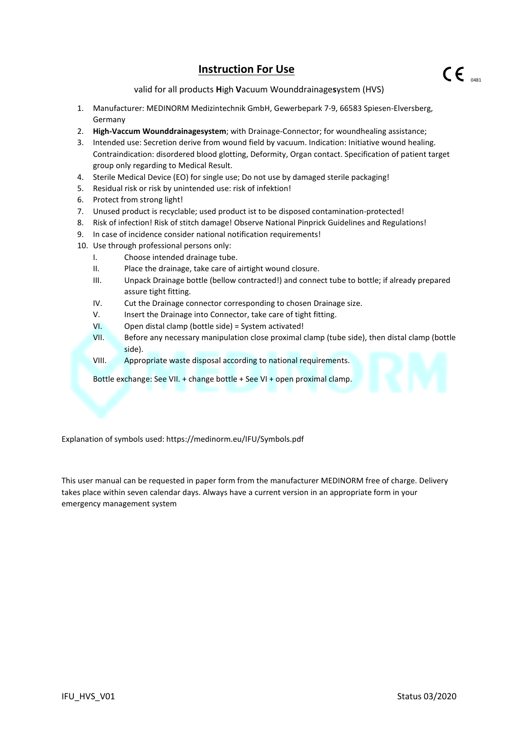# Instruction For Use

CE 0481

valid for all products **H**igh **V**acuum Wounddrainage**s**ystem (HVS)

1. Manufacturer: MEDINORM Medizintechnik GmbH, Gewerbepark 7-9, 66583 Spiesen-Elversberg, Germany
2. **High-Vaccum Wounddrainagesystem**; with Drainage-Connector; for woundhealing assistance;
3. Intended use: Secretion derive from wound field by vacuum. Indication: Initiative wound healing. Contraindication: disordered blood glotting, Deformity, Organ contact. Specification of patient target group only regarding to Medical Result.
4. Sterile Medical Device (EO) for single use; Do not use by damaged sterile packaging!
5. Residual risk or risk by unintended use: risk of infektion!
6. Protect from strong light!
7. Unused product is recyclable; used product ist to be disposed contamination-protected!
8. Risk of infection! Risk of stitch damage! Observe National Pinprick Guidelines and Regulations!
9. In case of incidence consider national notification requirements!
10. Use through professional persons only:
    - I. Choose intended drainage tube.
    - II. Place the drainage, take care of airtight wound closure.
    - III. Unpack Drainage bottle (bellow contracted!) and connect tube to bottle; if already prepared assure tight fitting.
    - IV. Cut the Drainage connector corresponding to chosen Drainage size.
    - V. Insert the Drainage into Connector, take care of tight fitting.
    - VI. Open distal clamp (bottle side) = System activated!
    - VII. Before any necessary manipulation close proximal clamp (tube side), then distal clamp (bottle side).
    - VIII. Appropriate waste disposal according to national requirements.

    Bottle exchange: See VII. + change bottle + See VI + open proximal clamp.

Explanation of symbols used: https://medinorm.eu/IFU/Symbols.pdf

This user manual can be requested in paper form from the manufacturer MEDINORM free of charge. Delivery takes place within seven calendar days. Always have a current version in an appropriate form in your emergency management system

IFU_HVS_V01 Status 03/2020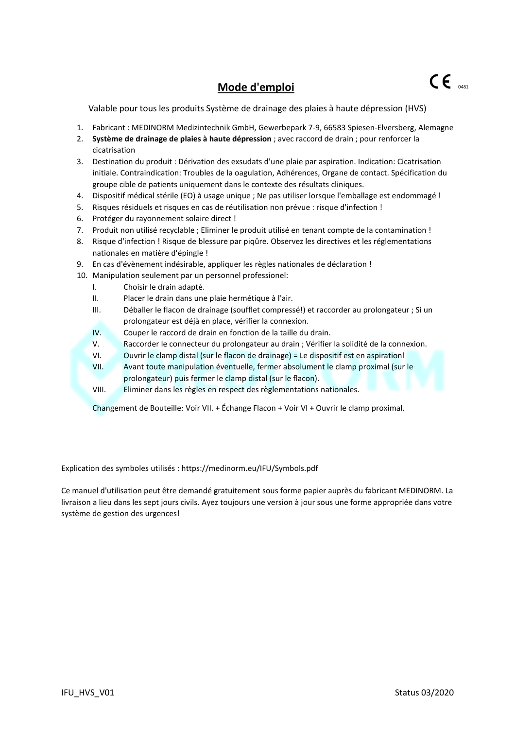# Mode d'emploi

CE 0481

Valable pour tous les produits Système de drainage des plaies à haute dépression (HVS)

1. Fabricant : MEDINORM Medizintechnik GmbH, Gewerbepark 7-9, 66583 Spiesen-Elversberg, Alemagne
2. **Système de drainage de plaies à haute dépression** ; avec raccord de drain ; pour renforcer la cicatrisation
3. Destination du produit : Dérivation des exsudats d'une plaie par aspiration. Indication: Cicatrisation initiale. Contraindication: Troubles de la oagulation, Adhérences, Organe de contact. Spécification du groupe cible de patients uniquement dans le contexte des résultats cliniques.
4. Dispositif médical stérile (EO) à usage unique ; Ne pas utiliser lorsque l'emballage est endommagé !
5. Risques résiduels et risques en cas de réutilisation non prévue : risque d'infection !
6. Protéger du rayonnement solaire direct !
7. Produit non utilisé recyclable ; Eliminer le produit utilisé en tenant compte de la contamination !
8. Risque d'infection ! Risque de blessure par piqûre. Observez les directives et les réglementations nationales en matière d'épingle !
9. En cas d'évènement indésirable, appliquer les règles nationales de déclaration !
10. Manipulation seulement par un personnel professionel:
    I. Choisir le drain adapté.
    II. Placer le drain dans une plaie hermétique à l'air.
    III. Déballer le flacon de drainage (soufflet compressé!) et raccorder au prolongateur ; Si un prolongateur est déjà en place, vérifier la connexion.
    IV. Couper le raccord de drain en fonction de la taille du drain.
    V. Raccorder le connecteur du prolongateur au drain ; Vérifier la solidité de la connexion.
    VI. Ouvrir le clamp distal (sur le flacon de drainage) = Le dispositif est en aspiration!
    VII. Avant toute manipulation éventuelle, fermer absolument le clamp proximal (sur le prolongateur) puis fermer le clamp distal (sur le flacon).
    VIII. Eliminer dans les règles en respect des règlementations nationales.

    Changement de Bouteille: Voir VII. + Échange Flacon + Voir VI + Ouvrir le clamp proximal.

Explication des symboles utilisés : https://medinorm.eu/IFU/Symbols.pdf

Ce manuel d'utilisation peut être demandé gratuitement sous forme papier auprès du fabricant MEDINORM. La livraison a lieu dans les sept jours civils. Ayez toujours une version à jour sous une forme appropriée dans votre système de gestion des urgences!

IFU_HVS_V01 Status 03/2020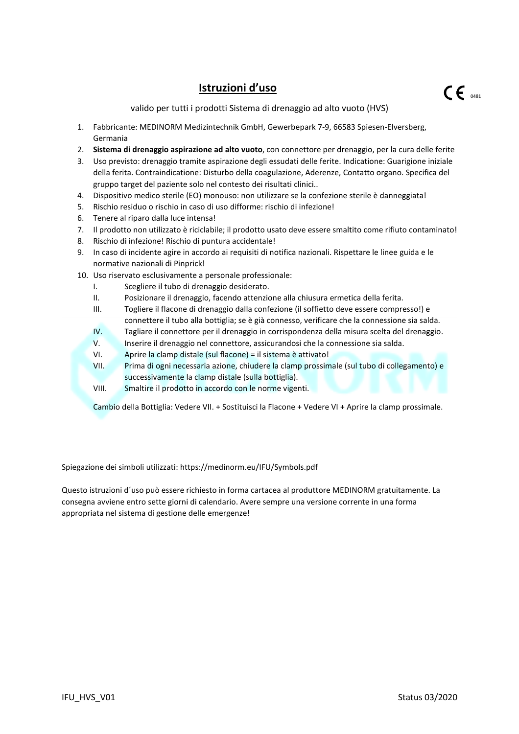# Istruzioni d'uso

CE 0481

valido per tutti i prodotti Sistema di drenaggio ad alto vuoto (HVS)

1. Fabbricante: MEDINORM Medizintechnik GmbH, Gewerbepark 7-9, 66583 Spiesen-Elversberg, Germania
2. **Sistema di drenaggio aspirazione ad alto vuoto**, con connettore per drenaggio, per la cura delle ferite
3. Uso previsto: drenaggio tramite aspirazione degli essudati delle ferite. Indicatione: Guarigione iniziale della ferita. Contraindicatione: Disturbo della coagulazione, Aderenze, Contatto organo. Specifica del gruppo target del paziente solo nel contesto dei risultati clinici..
4. Dispositivo medico sterile (EO) monouso: non utilizzare se la confezione sterile è danneggiata!
5. Rischio residuo o rischio in caso di uso difforme: rischio di infezione!
6. Tenere al riparo dalla luce intensa!
7. Il prodotto non utilizzato è riciclabile; il prodotto usato deve essere smaltito come rifiuto contaminato!
8. Rischio di infezione! Rischio di puntura accidentale!
9. In caso di incidente agire in accordo ai requisiti di notifica nazionali. Rispettare le linee guida e le normative nazionali di Pinprick!
10. Uso riservato esclusivamente a personale professionale:
    I. Scegliere il tubo di drenaggio desiderato.
    II. Posizionare il drenaggio, facendo attenzione alla chiusura ermetica della ferita.
    III. Togliere il flacone di drenaggio dalla confezione (il soffietto deve essere compresso!) e connettere il tubo alla bottiglia; se è già connesso, verificare che la connessione sia salda.
    IV. Tagliare il connettore per il drenaggio in corrispondenza della misura scelta del drenaggio.
    V. Inserire il drenaggio nel connettore, assicurandosi che la connessione sia salda.
    VI. Aprire la clamp distale (sul flacone) = il sistema è attivato!
    VII. Prima di ogni necessaria azione, chiudere la clamp prossimale (sul tubo di collegamento) e successivamente la clamp distale (sulla bottiglia).
    VIII. Smaltire il prodotto in accordo con le norme vigenti.

    Cambio della Bottiglia: Vedere VII. + Sostituisci la Flacone + Vedere VI + Aprire la clamp prossimale.

Spiegazione dei simboli utilizzati: https://medinorm.eu/IFU/Symbols.pdf

Questo istruzioni d´uso può essere richiesto in forma cartacea al produttore MEDINORM gratuitamente. La consegna avviene entro sette giorni di calendario. Avere sempre una versione corrente in una forma appropriata nel sistema di gestione delle emergenze!

IFU_HVS_V01 Status 03/2020